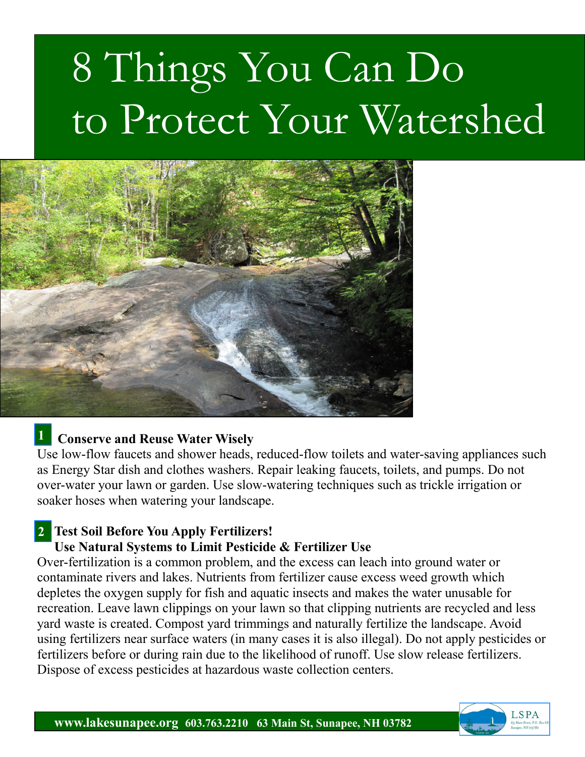# 8 Things You Can Do to Protect Your Watershed

## 1 Conserve and Reuse Water Wisely

Use low-flow faucets and shower heads, reduced-flow toilets and water-saving appliances such as Energy Star dish and clothes washers. Repair leaking faucets, toilets, and pumps. Do not over-water your lawn or garden. Use slow-watering techniques such as trickle irrigation or soaker hoses when watering your landscape.

## 2 Test Soil Before You Apply Fertilizers! Use Natural Systems to Limit Pesticide & Fertilizer Use

Over-fertilization is a common problem, and the excess can leach into ground water or contaminate rivers and lakes. Nutrients from fertilizer cause excess weed growth which depletes the oxygen supply for fish and aquatic insects and makes the water unusable for recreation. Leave lawn clippings on your lawn so that clipping nutrients are recycled and less yard waste is created. Compost yard trimmings and naturally fertilize the landscape. Avoid using fertilizers near surface waters (in many cases it is also illegal). Do not apply pesticides or fertilizers before or during rain due to the likelihood of runoff. Use slow release fertilizers. Dispose of excess pesticides at hazardous waste collection centers.

**www.lakesunapee.org 603.763.2210 63 Main St, Sunapee, NH 03782**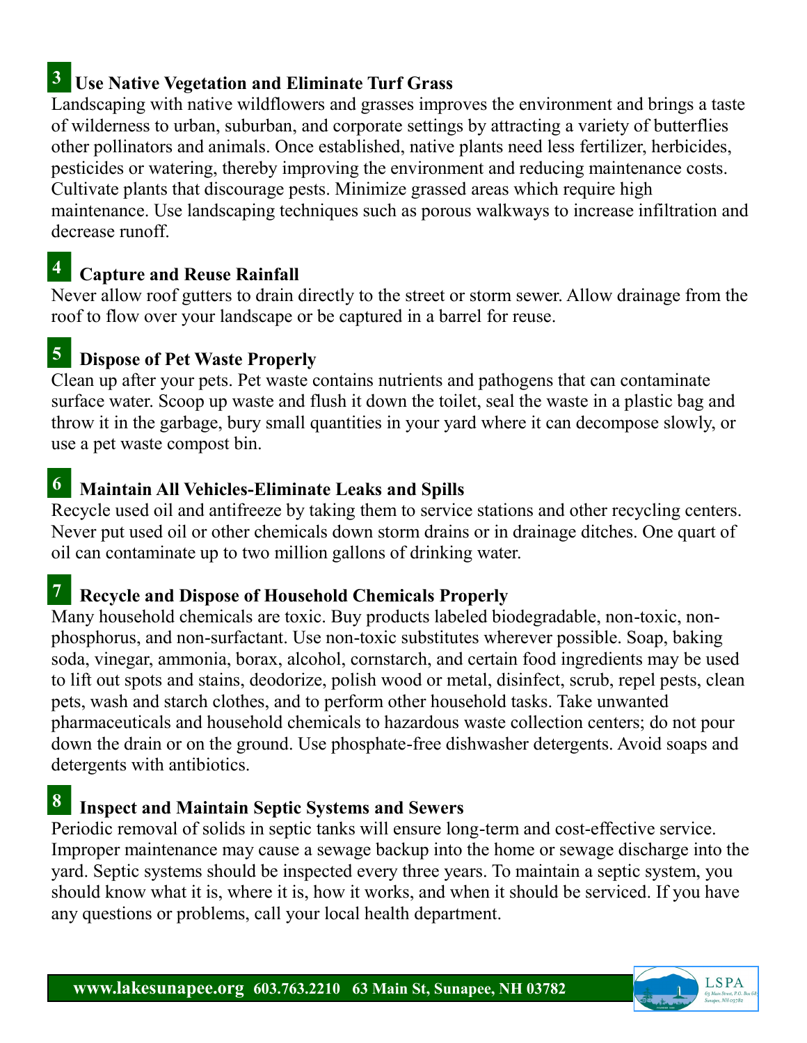## 3 Use Native Vegetation and Eliminate Turf Grass

Landscaping with native wildflowers and grasses improves the environment and brings a taste of wilderness to urban, suburban, and corporate settings by attracting a variety of butterflies other pollinators and animals. Once established, native plants need less fertilizer, herbicides, pesticides or watering, thereby improving the environment and reducing maintenance costs. Cultivate plants that discourage pests. Minimize grassed areas which require high maintenance. Use landscaping techniques such as porous walkways to increase infiltration and decrease runoff.

## 4 Capture and Reuse Rainfall

Never allow roof gutters to drain directly to the street or storm sewer. Allow drainage from the roof to flow over your landscape or be captured in a barrel for reuse.

## 5 Dispose of Pet Waste Properly

Clean up after your pets. Pet waste contains nutrients and pathogens that can contaminate surface water. Scoop up waste and flush it down the toilet, seal the waste in a plastic bag and throw it in the garbage, bury small quantities in your yard where it can decompose slowly, or use a pet waste compost bin.

## 6 Maintain All Vehicles-Eliminate Leaks and Spills

Recycle used oil and antifreeze by taking them to service stations and other recycling centers. Never put used oil or other chemicals down storm drains or in drainage ditches. One quart of oil can contaminate up to two million gallons of drinking water.

## 7 Recycle and Dispose of Household Chemicals Properly

Many household chemicals are toxic. Buy products labeled biodegradable, non-toxic, non-phosphorus, and non-surfactant. Use non-toxic substitutes wherever possible. Soap, baking soda, vinegar, ammonia, borax, alcohol, cornstarch, and certain food ingredients may be used to lift out spots and stains, deodorize, polish wood or metal, disinfect, scrub, repel pests, clean pets, wash and starch clothes, and to perform other household tasks. Take unwanted pharmaceuticals and household chemicals to hazardous waste collection centers; do not pour down the drain or on the ground. Use phosphate-free dishwasher detergents. Avoid soaps and detergents with antibiotics.

## 8 Inspect and Maintain Septic Systems and Sewers

Periodic removal of solids in septic tanks will ensure long-term and cost-effective service. Improper maintenance may cause a sewage backup into the home or sewage discharge into the yard. Septic systems should be inspected every three years. To maintain a septic system, you should know what it is, where it is, how it works, and when it should be serviced. If you have any questions or problems, call your local health department.

**www.lakesunapee.org 603.763.2210 63 Main St, Sunapee, NH 03782**

LSPA
63 Main Street, P.O. Box 683
Sunapee, NH 03782